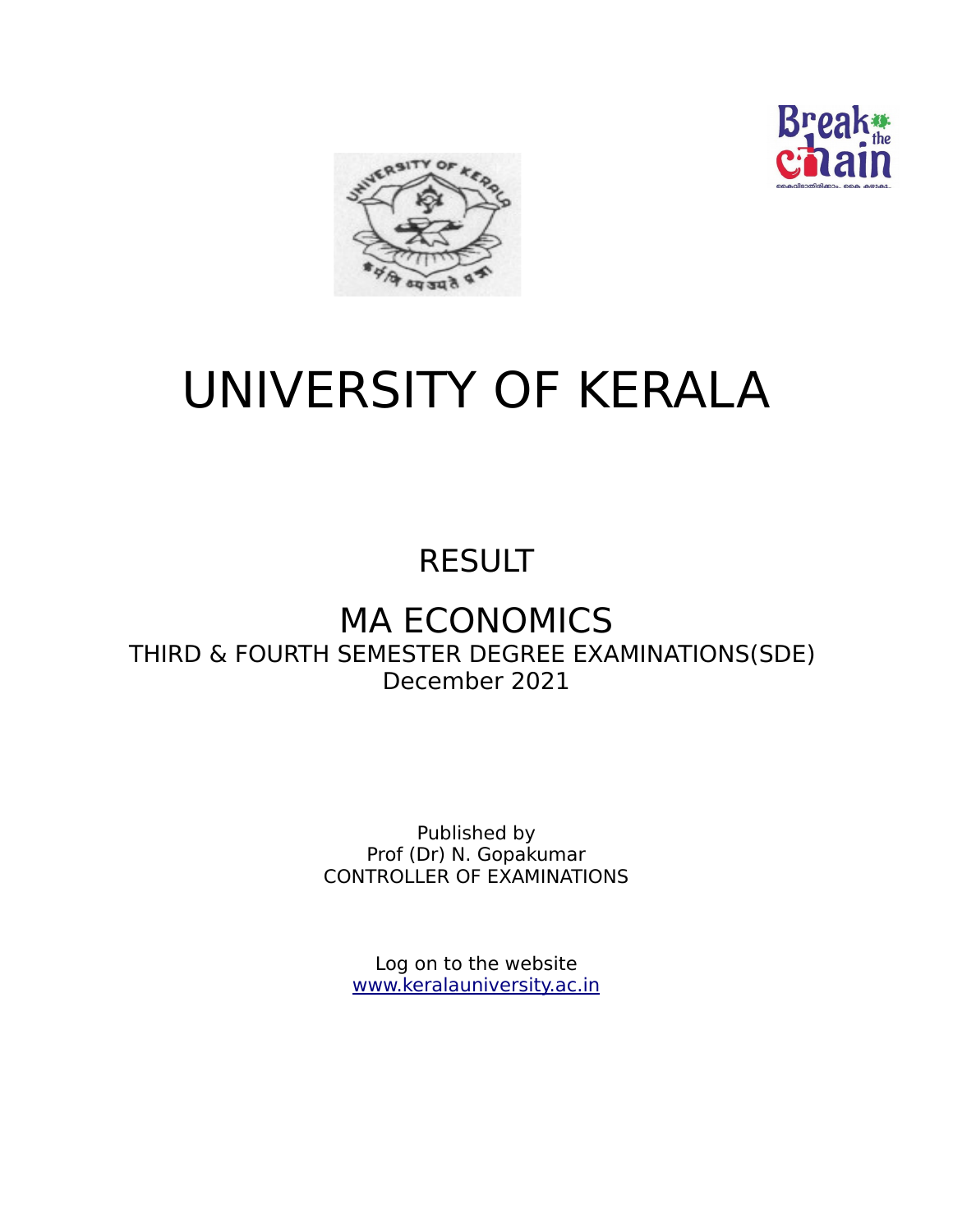# UNIVERSITY OF KERALA

## RESULT

## MA ECONOMICS

THIRD & FOURTH SEMESTER DEGREE EXAMINATIONS(SDE)
December 2021

Published by
Prof (Dr) N. Gopakumar
CONTROLLER OF EXAMINATIONS

Log on to the website
www.keralauniversity.ac.in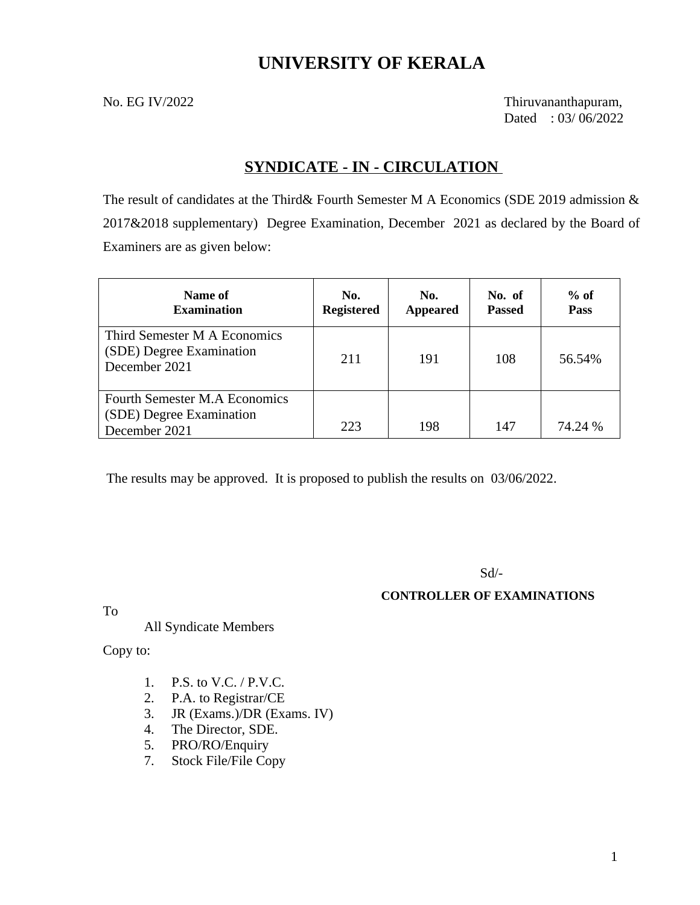# UNIVERSITY OF KERALA

No. EG IV/2022

Thiruvananthapuram,
Dated : 03/ 06/2022

## SYNDICATE - IN - CIRCULATION

The result of candidates at the Third& Fourth Semester M A Economics (SDE 2019 admission & 2017&2018 supplementary) Degree Examination, December 2021 as declared by the Board of Examiners are as given below:

| Name of Examination | No. Registered | No. Appeared | No. of Passed | % of Pass |
|---|---|---|---|---|
| Third Semester M A Economics (SDE) Degree Examination December 2021 | 211 | 191 | 108 | 56.54% |
| Fourth Semester M.A Economics (SDE) Degree Examination December 2021 | 223 | 198 | 147 | 74.24 % |

The results may be approved. It is proposed to publish the results on 03/06/2022.

Sd/-

**CONTROLLER OF EXAMINATIONS**

To

All Syndicate Members

Copy to:

1. P.S. to V.C. / P.V.C.
2. P.A. to Registrar/CE
3. JR (Exams.)/DR (Exams. IV)
4. The Director, SDE.
5. PRO/RO/Enquiry
7. Stock File/File Copy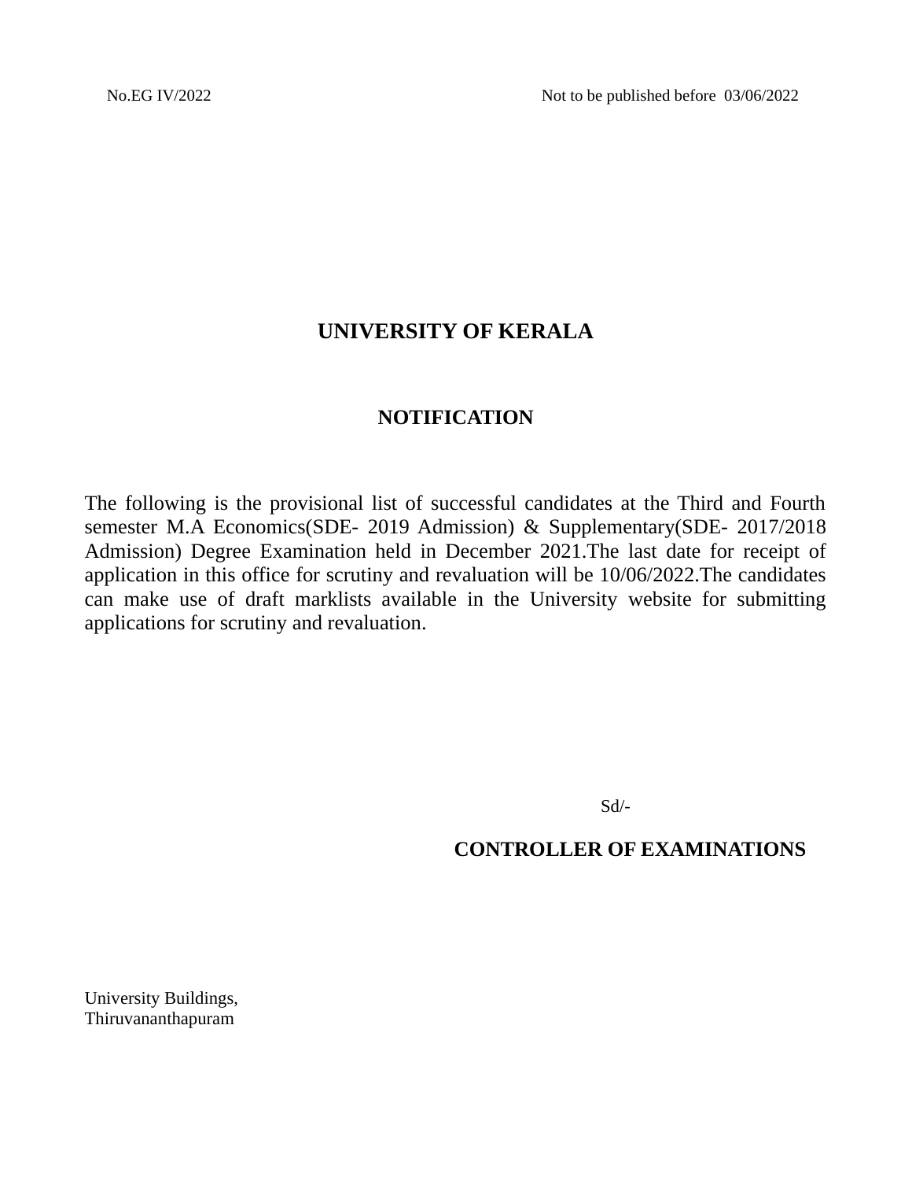No.EG IV/2022 Not to be published before 03/06/2022

# UNIVERSITY OF KERALA

## NOTIFICATION

The following is the provisional list of successful candidates at the Third and Fourth semester M.A Economics(SDE- 2019 Admission) & Supplementary(SDE- 2017/2018 Admission) Degree Examination held in December 2021.The last date for receipt of application in this office for scrutiny and revaluation will be 10/06/2022.The candidates can make use of draft marklists available in the University website for submitting applications for scrutiny and revaluation.

Sd/-

**CONTROLLER OF EXAMINATIONS**

University Buildings,
Thiruvananthapuram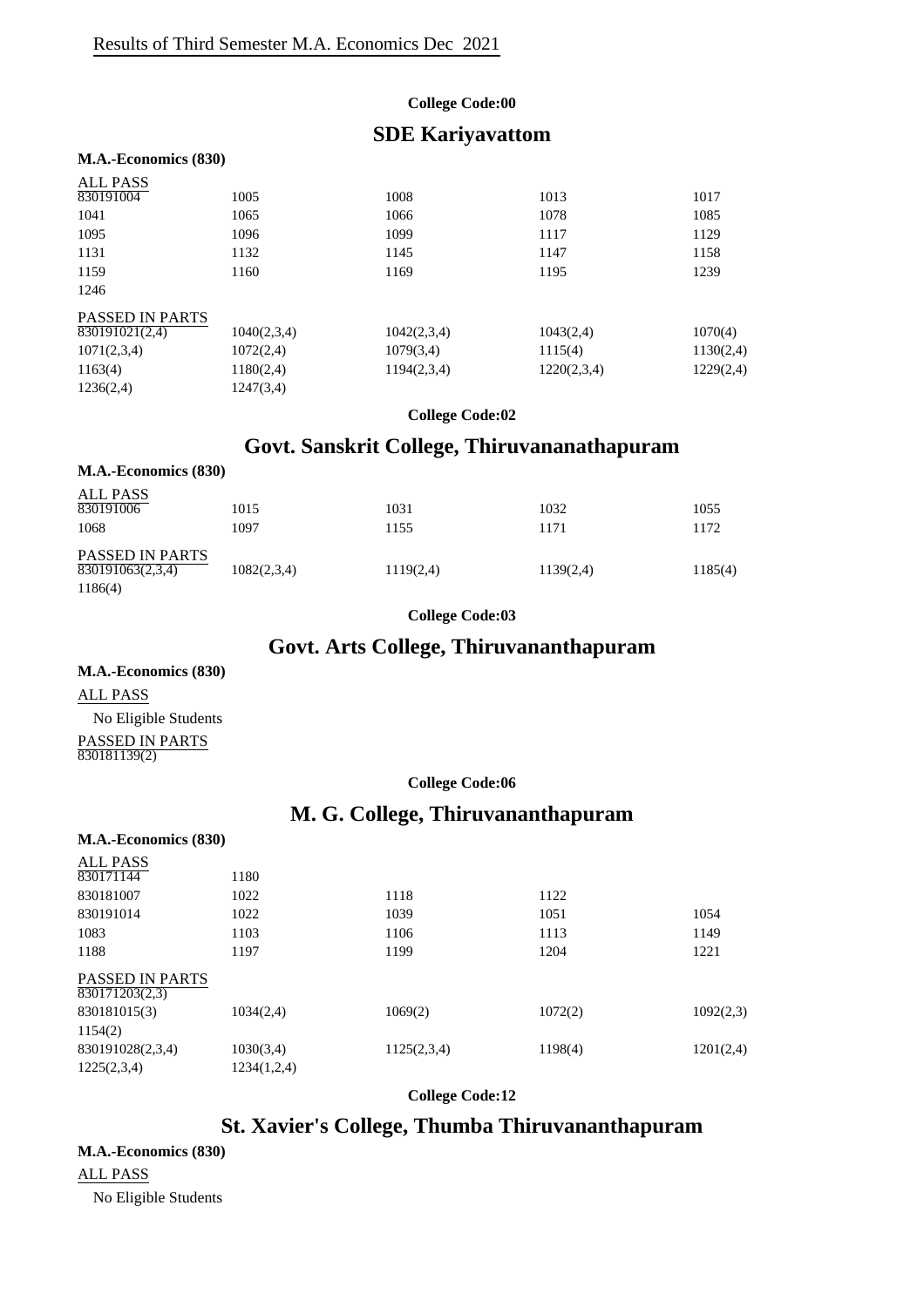# Results of Third Semester M.A. Economics Dec 2021

**College Code:00**

## SDE Kariyavattom

**M.A.-Economics (830)**

ALL PASS

| | | | | |
|---|---|---|---|---|
| 830191004 | 1005 | 1008 | 1013 | 1017 |
| 1041 | 1065 | 1066 | 1078 | 1085 |
| 1095 | 1096 | 1099 | 1117 | 1129 |
| 1131 | 1132 | 1145 | 1147 | 1158 |
| 1159 | 1160 | 1169 | 1195 | 1239 |
| 1246 | | | | |

PASSED IN PARTS

| | | | | |
|---|---|---|---|---|
| 830191021(2,4) | 1040(2,3,4) | 1042(2,3,4) | 1043(2,4) | 1070(4) |
| 1071(2,3,4) | 1072(2,4) | 1079(3,4) | 1115(4) | 1130(2,4) |
| 1163(4) | 1180(2,4) | 1194(2,3,4) | 1220(2,3,4) | 1229(2,4) |
| 1236(2,4) | 1247(3,4) | | | |

**College Code:02**

## Govt. Sanskrit College, Thiruvananathapuram

**M.A.-Economics (830)**

ALL PASS

| | | | | |
|---|---|---|---|---|
| 830191006 | 1015 | 1031 | 1032 | 1055 |
| 1068 | 1097 | 1155 | 1171 | 1172 |

PASSED IN PARTS

| | | | | |
|---|---|---|---|---|
| 830191063(2,3,4) | 1082(2,3,4) | 1119(2,4) | 1139(2,4) | 1185(4) |
| 1186(4) | | | | |

**College Code:03**

## Govt. Arts College, Thiruvananthapuram

**M.A.-Economics (830)**

ALL PASS

No Eligible Students

PASSED IN PARTS

830181139(2)

**College Code:06**

## M. G. College, Thiruvananthapuram

**M.A.-Economics (830)**

ALL PASS

| | | | | |
|---|---|---|---|---|
| 830171144 | 1180 | | | |
| 830181007 | 1022 | 1118 | 1122 | |
| 830191014 | 1022 | 1039 | 1051 | 1054 |
| 1083 | 1103 | 1106 | 1113 | 1149 |
| 1188 | 1197 | 1199 | 1204 | 1221 |

PASSED IN PARTS

| | | | | |
|---|---|---|---|---|
| 830171203(2,3) | | | | |
| 830181015(3) | 1034(2,4) | 1069(2) | 1072(2) | 1092(2,3) |
| 1154(2) | | | | |
| 830191028(2,3,4) | 1030(3,4) | 1125(2,3,4) | 1198(4) | 1201(2,4) |
| 1225(2,3,4) | 1234(1,2,4) | | | |

**College Code:12**

## St. Xavier's College, Thumba Thiruvananthapuram

**M.A.-Economics (830)**

ALL PASS

No Eligible Students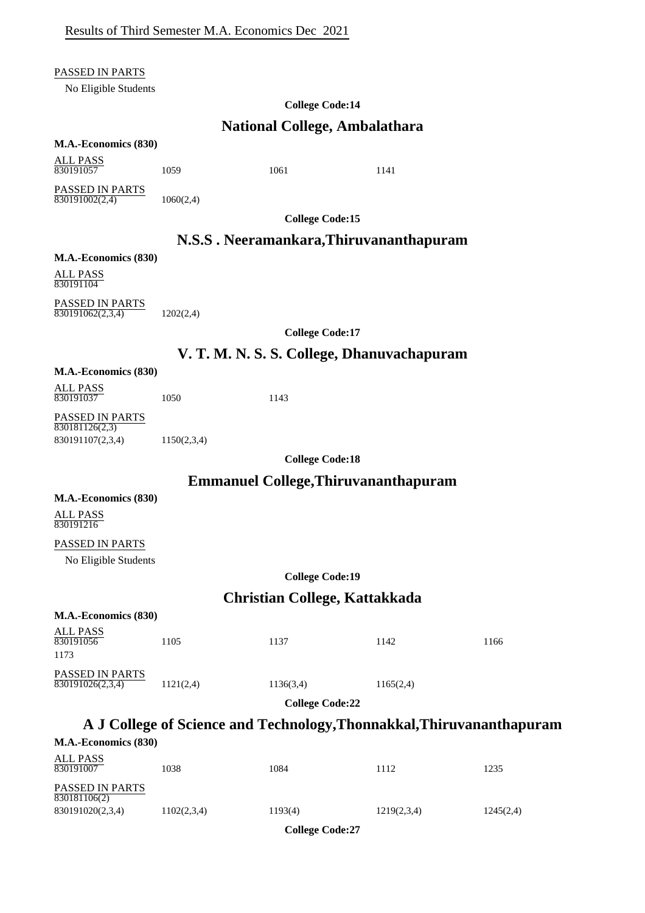Results of Third Semester M.A. Economics Dec 2021

PASSED IN PARTS

No Eligible Students

**College Code:14**

## National College, Ambalathara

**M.A.-Economics (830)**

ALL PASS

| | | | |
|---|---|---|---|
| 830191057 | 1059 | 1061 | 1141 |

PASSED IN PARTS

| | |
|---|---|
| 830191002(2,4) | 1060(2,4) |

**College Code:15**

## N.S.S . Neeramankara,Thiruvananthapuram

**M.A.-Economics (830)**

ALL PASS

830191104

PASSED IN PARTS

| | |
|---|---|
| 830191062(2,3,4) | 1202(2,4) |

**College Code:17**

## V. T. M. N. S. S. College, Dhanuvachapuram

**M.A.-Economics (830)**

ALL PASS

| | | |
|---|---|---|
| 830191037 | 1050 | 1143 |

PASSED IN PARTS

830181126(2,3)

| | |
|---|---|
| 830191107(2,3,4) | 1150(2,3,4) |

**College Code:18**

## Emmanuel College,Thiruvananthapuram

**M.A.-Economics (830)**

ALL PASS

830191216

PASSED IN PARTS

No Eligible Students

**College Code:19**

## Christian College, Kattakkada

**M.A.-Economics (830)**

ALL PASS

| | | | | |
|---|---|---|---|---|
| 830191056 | 1105 | 1137 | 1142 | 1166 |
| 1173 | | | | |

PASSED IN PARTS

| | | | |
|---|---|---|---|
| 830191026(2,3,4) | 1121(2,4) | 1136(3,4) | 1165(2,4) |

**College Code:22**

## A J College of Science and Technology,Thonnakkal,Thiruvananthapuram

**M.A.-Economics (830)**

ALL PASS

| | | | | |
|---|---|---|---|---|
| 830191007 | 1038 | 1084 | 1112 | 1235 |

PASSED IN PARTS

830181106(2)

| | | | | |
|---|---|---|---|---|
| 830191020(2,3,4) | 1102(2,3,4) | 1193(4) | 1219(2,3,4) | 1245(2,4) |

**College Code:27**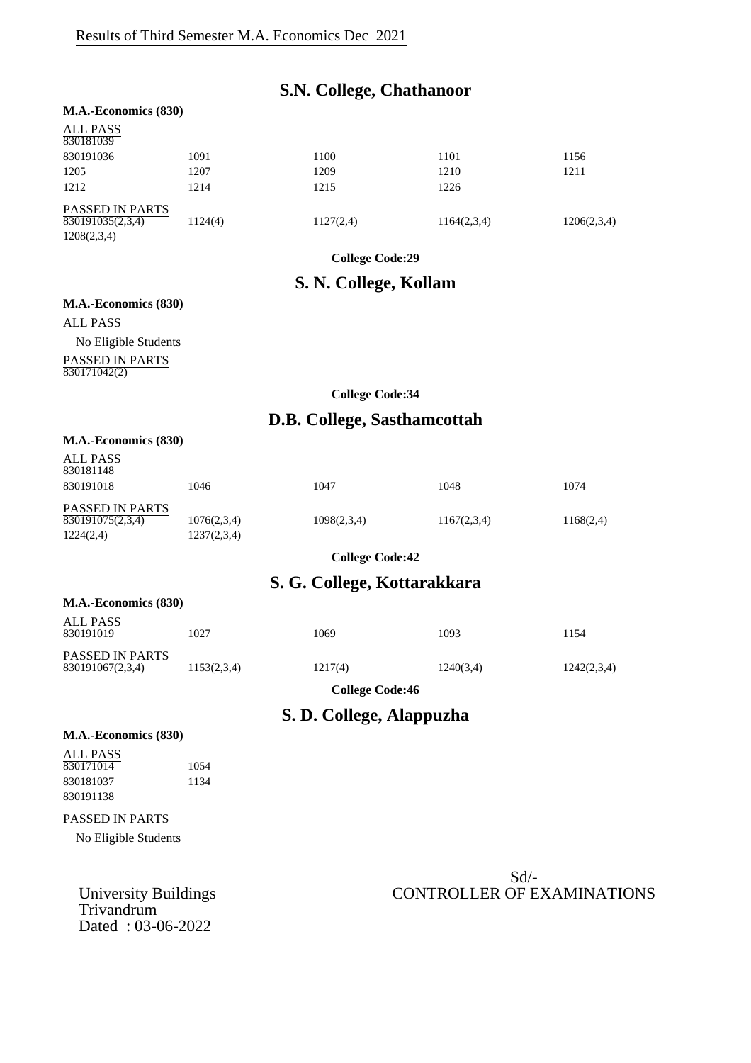Results of Third Semester M.A. Economics Dec 2021

## S.N. College, Chathanoor

**M.A.-Economics (830)**

ALL PASS

| | | | | |
|---|---|---|---|---|
| 830181039 | | | | |
| 830191036 | 1091 | 1100 | 1101 | 1156 |
| 1205 | 1207 | 1209 | 1210 | 1211 |
| 1212 | 1214 | 1215 | 1226 | |

PASSED IN PARTS

| | | | | |
|---|---|---|---|---|
| 830191035(2,3,4) | 1124(4) | 1127(2,4) | 1164(2,3,4) | 1206(2,3,4) |
| 1208(2,3,4) | | | | |

**College Code:29**

## S. N. College, Kollam

**M.A.-Economics (830)**

ALL PASS

No Eligible Students

PASSED IN PARTS

830171042(2)

**College Code:34**

## D.B. College, Sasthamcottah

**M.A.-Economics (830)**

ALL PASS

| | | | | |
|---|---|---|---|---|
| 830181148 | | | | |
| 830191018 | 1046 | 1047 | 1048 | 1074 |

PASSED IN PARTS

| | | | | |
|---|---|---|---|---|
| 830191075(2,3,4) | 1076(2,3,4) | 1098(2,3,4) | 1167(2,3,4) | 1168(2,4) |
| 1224(2,4) | 1237(2,3,4) | | | |

**College Code:42**

## S. G. College, Kottarakkara

**M.A.-Economics (830)**

ALL PASS

| | | | | |
|---|---|---|---|---|
| 830191019 | 1027 | 1069 | 1093 | 1154 |

PASSED IN PARTS

| | | | | |
|---|---|---|---|---|
| 830191067(2,3,4) | 1153(2,3,4) | 1217(4) | 1240(3,4) | 1242(2,3,4) |

**College Code:46**

## S. D. College, Alappuzha

**M.A.-Economics (830)**

ALL PASS

| | |
|---|---|
| 830171014 | 1054 |
| 830181037 | 1134 |
| 830191138 | |

PASSED IN PARTS

No Eligible Students

University Buildings
Trivandrum
Dated : 03-06-2022

Sd/-
CONTROLLER OF EXAMINATIONS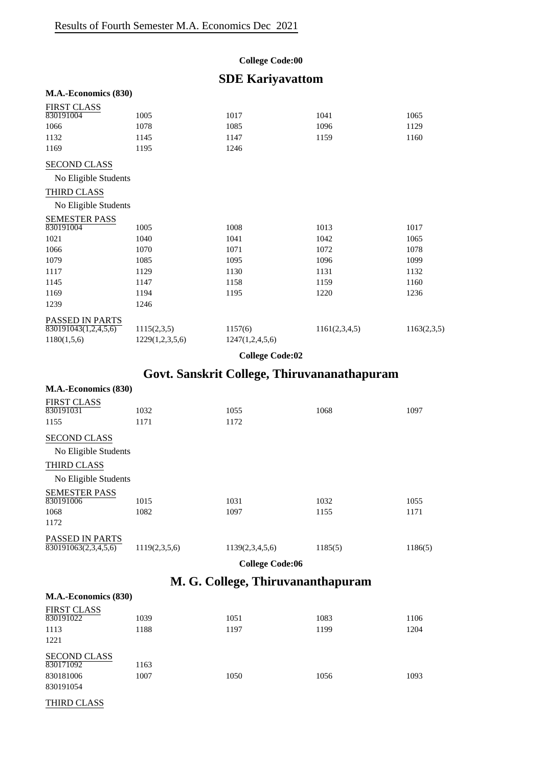Results of Fourth Semester M.A. Economics Dec 2021

**College Code:00**

## SDE Kariyavattom

**M.A.-Economics (830)**

FIRST CLASS

| | | | | |
|---|---|---|---|---|
| 830191004 | 1005 | 1017 | 1041 | 1065 |
| 1066 | 1078 | 1085 | 1096 | 1129 |
| 1132 | 1145 | 1147 | 1159 | 1160 |
| 1169 | 1195 | 1246 | | |

SECOND CLASS

No Eligible Students

THIRD CLASS

No Eligible Students

SEMESTER PASS

| | | | | |
|---|---|---|---|---|
| 830191004 | 1005 | 1008 | 1013 | 1017 |
| 1021 | 1040 | 1041 | 1042 | 1065 |
| 1066 | 1070 | 1071 | 1072 | 1078 |
| 1079 | 1085 | 1095 | 1096 | 1099 |
| 1117 | 1129 | 1130 | 1131 | 1132 |
| 1145 | 1147 | 1158 | 1159 | 1160 |
| 1169 | 1194 | 1195 | 1220 | 1236 |
| 1239 | 1246 | | | |

PASSED IN PARTS

| | | | | |
|---|---|---|---|---|
| 830191043(1,2,4,5,6) | 1115(2,3,5) | 1157(6) | 1161(2,3,4,5) | 1163(2,3,5) |
| 1180(1,5,6) | 1229(1,2,3,5,6) | 1247(1,2,4,5,6) | | |

**College Code:02**

## Govt. Sanskrit College, Thiruvananathapuram

**M.A.-Economics (830)**

FIRST CLASS

| | | | | |
|---|---|---|---|---|
| 830191031 | 1032 | 1055 | 1068 | 1097 |
| 1155 | 1171 | 1172 | | |

SECOND CLASS

No Eligible Students

THIRD CLASS

No Eligible Students

SEMESTER PASS

| | | | | |
|---|---|---|---|---|
| 830191006 | 1015 | 1031 | 1032 | 1055 |
| 1068 | 1082 | 1097 | 1155 | 1171 |
| 1172 | | | | |

PASSED IN PARTS

| | | | | |
|---|---|---|---|---|
| 830191063(2,3,4,5,6) | 1119(2,3,5,6) | 1139(2,3,4,5,6) | 1185(5) | 1186(5) |

**College Code:06**

## M. G. College, Thiruvananthapuram

**M.A.-Economics (830)**

FIRST CLASS

| | | | | |
|---|---|---|---|---|
| 830191022 | 1039 | 1051 | 1083 | 1106 |
| 1113 | 1188 | 1197 | 1199 | 1204 |
| 1221 | | | | |

SECOND CLASS

| | | | | |
|---|---|---|---|---|
| 830171092 | 1163 | | | |
| 830181006 | 1007 | 1050 | 1056 | 1093 |
| 830191054 | | | | |

THIRD CLASS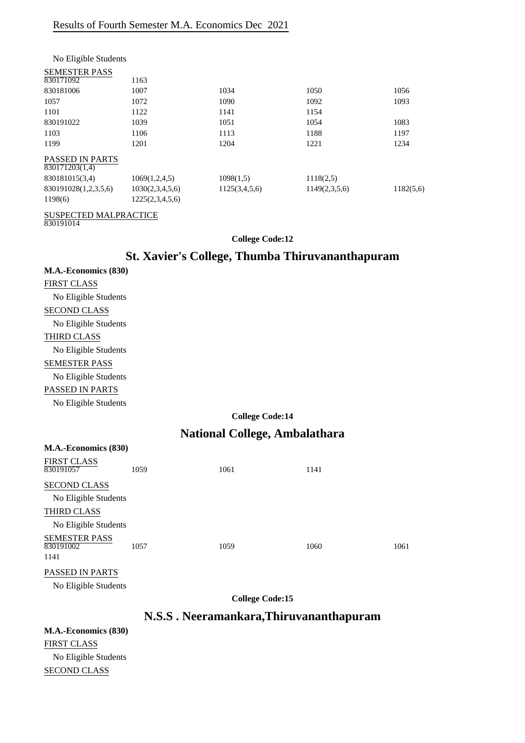Results of Fourth Semester M.A. Economics Dec 2021

No Eligible Students

SEMESTER PASS

| | | | | |
|---|---|---|---|---|
| 830171092 | 1163 | | | |
| 830181006 | 1007 | 1034 | 1050 | 1056 |
| 1057 | 1072 | 1090 | 1092 | 1093 |
| 1101 | 1122 | 1141 | 1154 | |
| 830191022 | 1039 | 1051 | 1054 | 1083 |
| 1103 | 1106 | 1113 | 1188 | 1197 |
| 1199 | 1201 | 1204 | 1221 | 1234 |

PASSED IN PARTS

| | | | | |
|---|---|---|---|---|
| 830171203(1,4) | | | | |
| 830181015(3,4) | 1069(1,2,4,5) | 1098(1,5) | 1118(2,5) | |
| 830191028(1,2,3,5,6) | 1030(2,3,4,5,6) | 1125(3,4,5,6) | 1149(2,3,5,6) | 1182(5,6) |
| 1198(6) | 1225(2,3,4,5,6) | | | |

SUSPECTED MALPRACTICE

830191014

**College Code:12**

## St. Xavier's College, Thumba Thiruvananthapuram

**M.A.-Economics (830)**

FIRST CLASS

No Eligible Students

SECOND CLASS

No Eligible Students

THIRD CLASS

No Eligible Students

SEMESTER PASS

No Eligible Students

PASSED IN PARTS

No Eligible Students

**College Code:14**

## National College, Ambalathara

**M.A.-Economics (830)**

FIRST CLASS

| | | | |
|---|---|---|---|
| 830191057 | 1059 | 1061 | 1141 |

SECOND CLASS

No Eligible Students

THIRD CLASS

No Eligible Students

SEMESTER PASS

| | | | | |
|---|---|---|---|---|
| 830191002 | 1057 | 1059 | 1060 | 1061 |
| 1141 | | | | |

PASSED IN PARTS

No Eligible Students

**College Code:15**

## N.S.S . Neeramankara,Thiruvananthapuram

**M.A.-Economics (830)**

FIRST CLASS

No Eligible Students

SECOND CLASS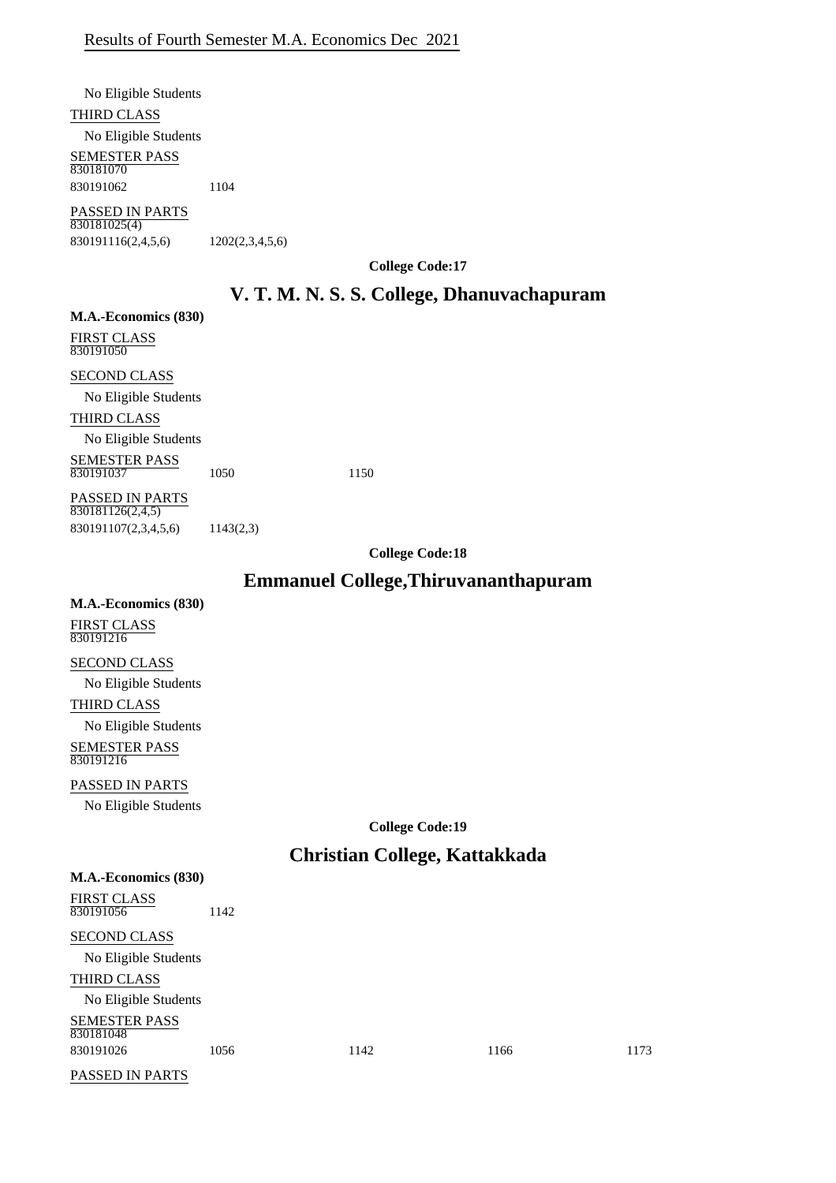No Eligible Students

THIRD CLASS

No Eligible Students

SEMESTER PASS

830181070

830191062 1104

PASSED IN PARTS

830181025(4)

830191116(2,4,5,6) 1202(2,3,4,5,6)

**College Code:17**

## V. T. M. N. S. S. College, Dhanuvachapuram

**M.A.-Economics (830)**

FIRST CLASS

830191050

SECOND CLASS

No Eligible Students

THIRD CLASS

No Eligible Students

SEMESTER PASS

830191037 1050 1150

PASSED IN PARTS

830181126(2,4,5)

830191107(2,3,4,5,6) 1143(2,3)

**College Code:18**

## Emmanuel College,Thiruvananthapuram

**M.A.-Economics (830)**

FIRST CLASS

830191216

SECOND CLASS

No Eligible Students

THIRD CLASS

No Eligible Students

SEMESTER PASS

830191216

PASSED IN PARTS

No Eligible Students

**College Code:19**

## Christian College, Kattakkada

**M.A.-Economics (830)**

FIRST CLASS

830191056 1142

SECOND CLASS

No Eligible Students

THIRD CLASS

No Eligible Students

SEMESTER PASS

830181048

830191026 1056 1142 1166 1173

PASSED IN PARTS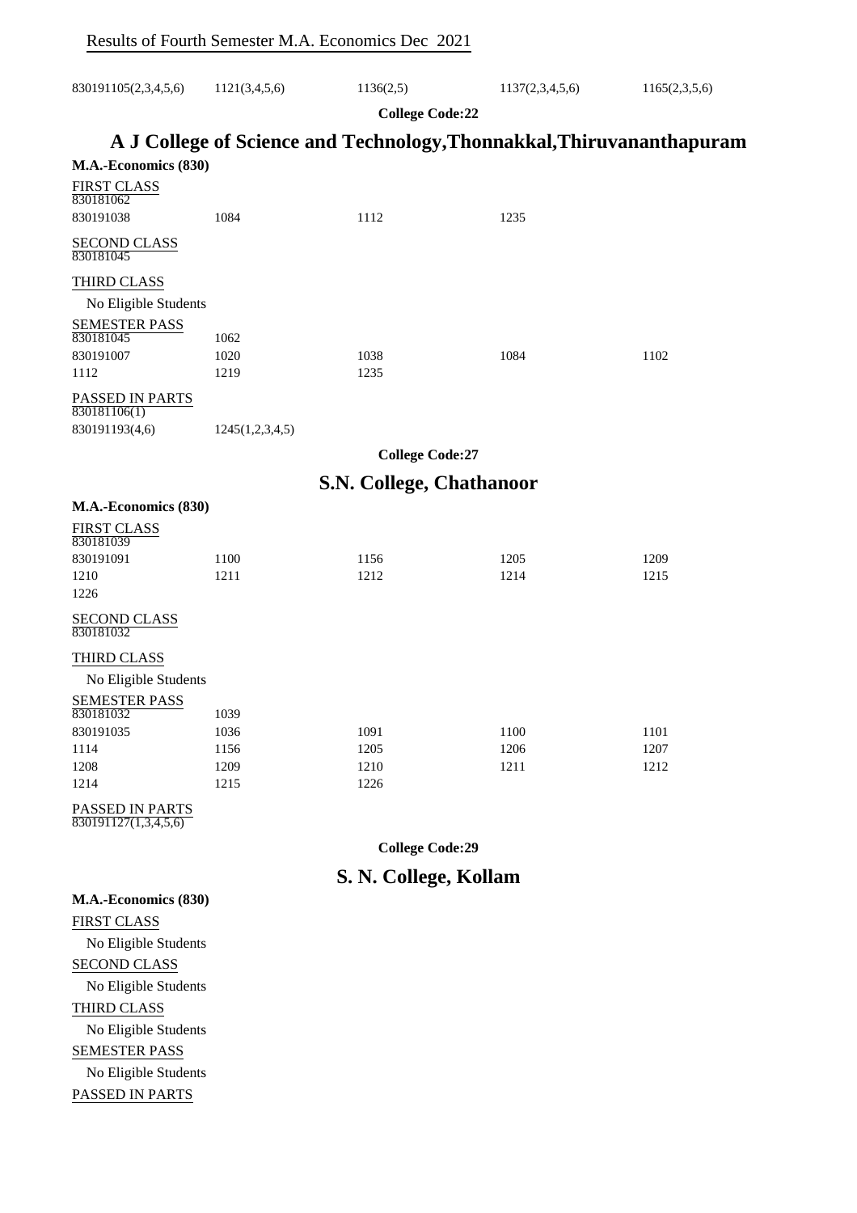Results of Fourth Semester M.A. Economics Dec 2021

| | | | | |
|---|---|---|---|---|
| 830191105(2,3,4,5,6) | 1121(3,4,5,6) | 1136(2,5) | 1137(2,3,4,5,6) | 1165(2,3,5,6) |

**College Code:22**

## A J College of Science and Technology,Thonnakkal,Thiruvananthapuram

**M.A.-Economics (830)**

FIRST CLASS

| | | | |
|---|---|---|---|
| 830181062 | | | |
| 830191038 | 1084 | 1112 | 1235 |

SECOND CLASS

830181045

THIRD CLASS

No Eligible Students

SEMESTER PASS

| | | | | |
|---|---|---|---|---|
| 830181045 | 1062 | | | |
| 830191007 | 1020 | 1038 | 1084 | 1102 |
| 1112 | 1219 | 1235 | | |

PASSED IN PARTS

| | |
|---|---|
| 830181106(1) | |
| 830191193(4,6) | 1245(1,2,3,4,5) |

**College Code:27**

## S.N. College, Chathanoor

**M.A.-Economics (830)**

FIRST CLASS

| | | | | |
|---|---|---|---|---|
| 830181039 | | | | |
| 830191091 | 1100 | 1156 | 1205 | 1209 |
| 1210 | 1211 | 1212 | 1214 | 1215 |
| 1226 | | | | |

SECOND CLASS

830181032

THIRD CLASS

No Eligible Students

SEMESTER PASS

| | | | | |
|---|---|---|---|---|
| 830181032 | 1039 | | | |
| 830191035 | 1036 | 1091 | 1100 | 1101 |
| 1114 | 1156 | 1205 | 1206 | 1207 |
| 1208 | 1209 | 1210 | 1211 | 1212 |
| 1214 | 1215 | 1226 | | |

PASSED IN PARTS

830191127(1,3,4,5,6)

**College Code:29**

## S. N. College, Kollam

**M.A.-Economics (830)**

FIRST CLASS

No Eligible Students

SECOND CLASS

No Eligible Students

THIRD CLASS

No Eligible Students

SEMESTER PASS

No Eligible Students

PASSED IN PARTS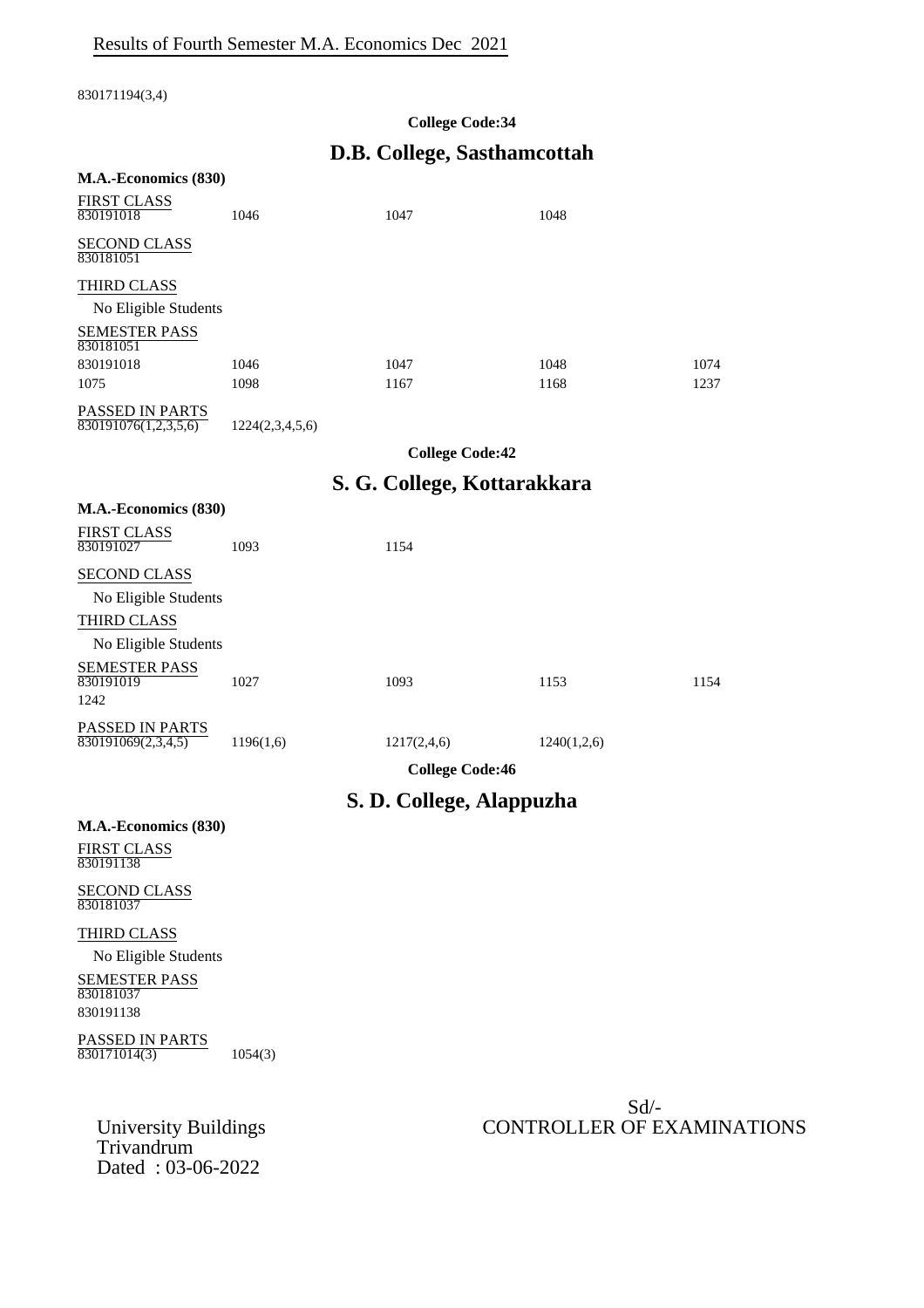Results of Fourth Semester M.A. Economics Dec 2021

830171194(3,4)

**College Code:34**

## D.B. College, Sasthamcottah

**M.A.-Economics (830)**

FIRST CLASS

| | | | | |
|---|---|---|---|---|
| 830191018 | 1046 | 1047 | 1048 | |

SECOND CLASS

830181051

THIRD CLASS

No Eligible Students

SEMESTER PASS

| | | | | |
|---|---|---|---|---|
| 830181051 | | | | |
| 830191018 | 1046 | 1047 | 1048 | 1074 |
| 1075 | 1098 | 1167 | 1168 | 1237 |

PASSED IN PARTS

| | |
|---|---|
| 830191076(1,2,3,5,6) | 1224(2,3,4,5,6) |

**College Code:42**

## S. G. College, Kottarakkara

**M.A.-Economics (830)**

FIRST CLASS

| | | |
|---|---|---|
| 830191027 | 1093 | 1154 |

SECOND CLASS

No Eligible Students

THIRD CLASS

No Eligible Students

SEMESTER PASS

| | | | | |
|---|---|---|---|---|
| 830191019 | 1027 | 1093 | 1153 | 1154 |
| 1242 | | | | |

PASSED IN PARTS

| | | | |
|---|---|---|---|
| 830191069(2,3,4,5) | 1196(1,6) | 1217(2,4,6) | 1240(1,2,6) |

**College Code:46**

## S. D. College, Alappuzha

**M.A.-Economics (830)**

FIRST CLASS

830191138

SECOND CLASS

830181037

THIRD CLASS

No Eligible Students

SEMESTER PASS

830181037

830191138

PASSED IN PARTS

| | |
|---|---|
| 830171014(3) | 1054(3) |

University Buildings
Trivandrum
Dated : 03-06-2022

Sd/-
CONTROLLER OF EXAMINATIONS